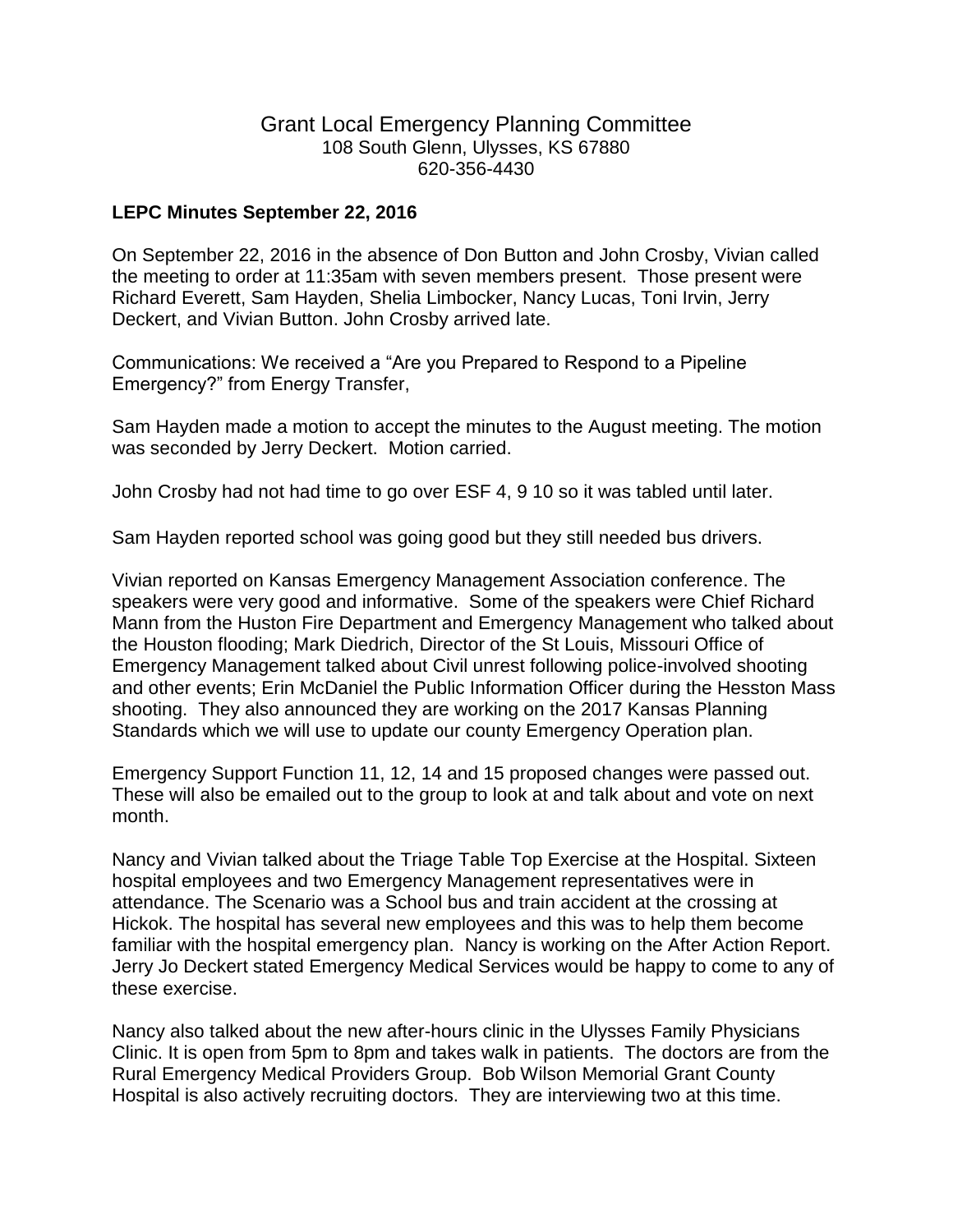# Grant Local Emergency Planning Committee

108 South Glenn, Ulysses, KS 67880
620-356-4430

**LEPC Minutes September 22, 2016**

On September 22, 2016 in the absence of Don Button and John Crosby, Vivian called the meeting to order at 11:35am with seven members present. Those present were Richard Everett, Sam Hayden, Shelia Limbocker, Nancy Lucas, Toni Irvin, Jerry Deckert, and Vivian Button. John Crosby arrived late.

Communications: We received a "Are you Prepared to Respond to a Pipeline Emergency?" from Energy Transfer,

Sam Hayden made a motion to accept the minutes to the August meeting. The motion was seconded by Jerry Deckert. Motion carried.

John Crosby had not had time to go over ESF 4, 9 10 so it was tabled until later.

Sam Hayden reported school was going good but they still needed bus drivers.

Vivian reported on Kansas Emergency Management Association conference. The speakers were very good and informative. Some of the speakers were Chief Richard Mann from the Huston Fire Department and Emergency Management who talked about the Houston flooding; Mark Diedrich, Director of the St Louis, Missouri Office of Emergency Management talked about Civil unrest following police-involved shooting and other events; Erin McDaniel the Public Information Officer during the Hesston Mass shooting. They also announced they are working on the 2017 Kansas Planning Standards which we will use to update our county Emergency Operation plan.

Emergency Support Function 11, 12, 14 and 15 proposed changes were passed out. These will also be emailed out to the group to look at and talk about and vote on next month.

Nancy and Vivian talked about the Triage Table Top Exercise at the Hospital. Sixteen hospital employees and two Emergency Management representatives were in attendance. The Scenario was a School bus and train accident at the crossing at Hickok. The hospital has several new employees and this was to help them become familiar with the hospital emergency plan. Nancy is working on the After Action Report. Jerry Jo Deckert stated Emergency Medical Services would be happy to come to any of these exercise.

Nancy also talked about the new after-hours clinic in the Ulysses Family Physicians Clinic. It is open from 5pm to 8pm and takes walk in patients. The doctors are from the Rural Emergency Medical Providers Group. Bob Wilson Memorial Grant County Hospital is also actively recruiting doctors. They are interviewing two at this time.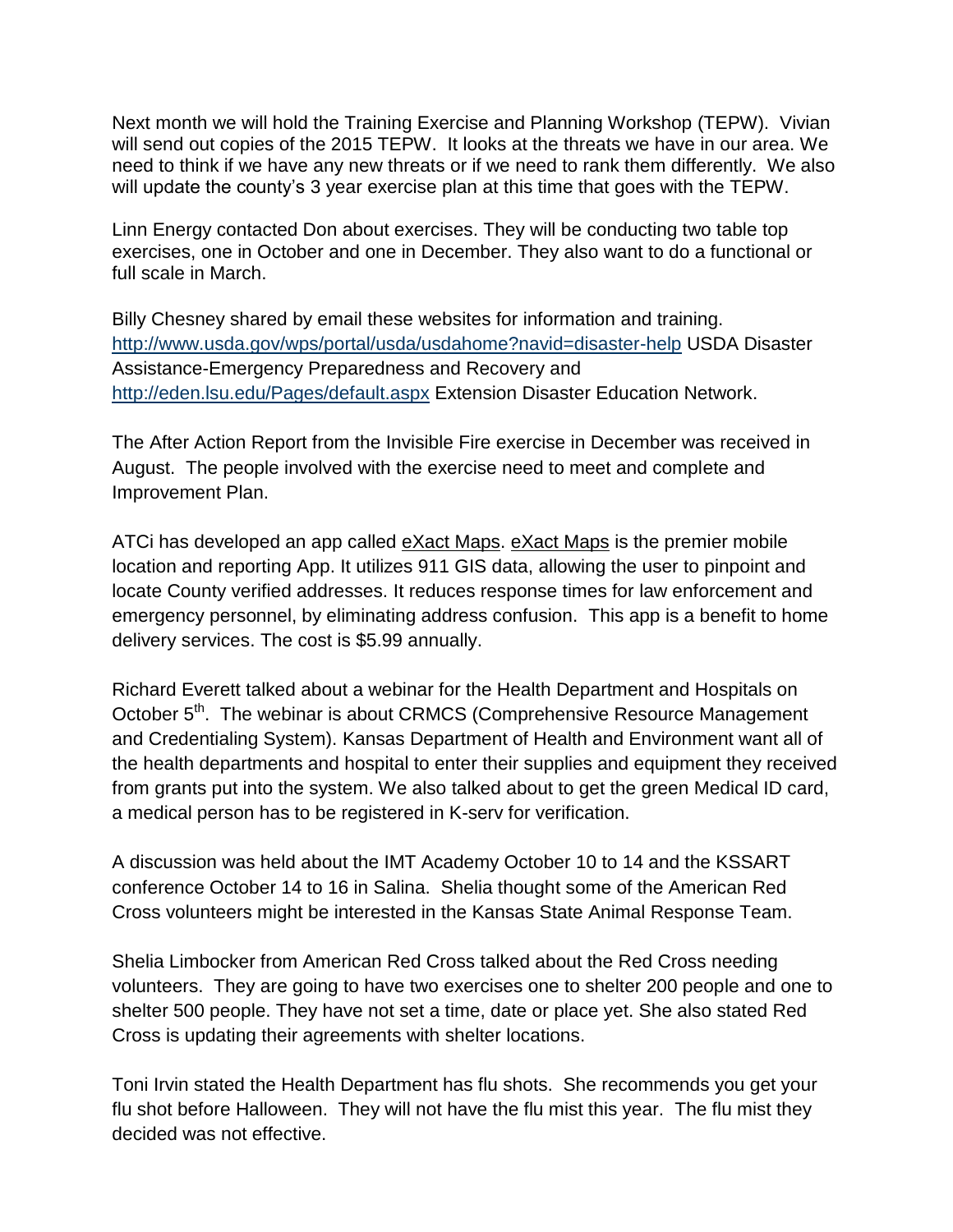Next month we will hold the Training Exercise and Planning Workshop (TEPW). Vivian will send out copies of the 2015 TEPW. It looks at the threats we have in our area. We need to think if we have any new threats or if we need to rank them differently. We also will update the county's 3 year exercise plan at this time that goes with the TEPW.

Linn Energy contacted Don about exercises. They will be conducting two table top exercises, one in October and one in December. They also want to do a functional or full scale in March.

Billy Chesney shared by email these websites for information and training. [http://www.usda.gov/wps/portal/usda/usdahome?navid=disaster-help](http://www.usda.gov/wps/portal/usda/usdahome?navid=disaster-help) USDA Disaster Assistance-Emergency Preparedness and Recovery and [http://eden.lsu.edu/Pages/default.aspx](http://eden.lsu.edu/Pages/default.aspx) Extension Disaster Education Network.

The After Action Report from the Invisible Fire exercise in December was received in August. The people involved with the exercise need to meet and complete and Improvement Plan.

ATCi has developed an app called eXact Maps. eXact Maps is the premier mobile location and reporting App. It utilizes 911 GIS data, allowing the user to pinpoint and locate County verified addresses. It reduces response times for law enforcement and emergency personnel, by eliminating address confusion. This app is a benefit to home delivery services. The cost is $5.99 annually.

Richard Everett talked about a webinar for the Health Department and Hospitals on October 5th. The webinar is about CRMCS (Comprehensive Resource Management and Credentialing System). Kansas Department of Health and Environment want all of the health departments and hospital to enter their supplies and equipment they received from grants put into the system. We also talked about to get the green Medical ID card, a medical person has to be registered in K-serv for verification.

A discussion was held about the IMT Academy October 10 to 14 and the KSSART conference October 14 to 16 in Salina. Shelia thought some of the American Red Cross volunteers might be interested in the Kansas State Animal Response Team.

Shelia Limbocker from American Red Cross talked about the Red Cross needing volunteers. They are going to have two exercises one to shelter 200 people and one to shelter 500 people. They have not set a time, date or place yet. She also stated Red Cross is updating their agreements with shelter locations.

Toni Irvin stated the Health Department has flu shots. She recommends you get your flu shot before Halloween. They will not have the flu mist this year. The flu mist they decided was not effective.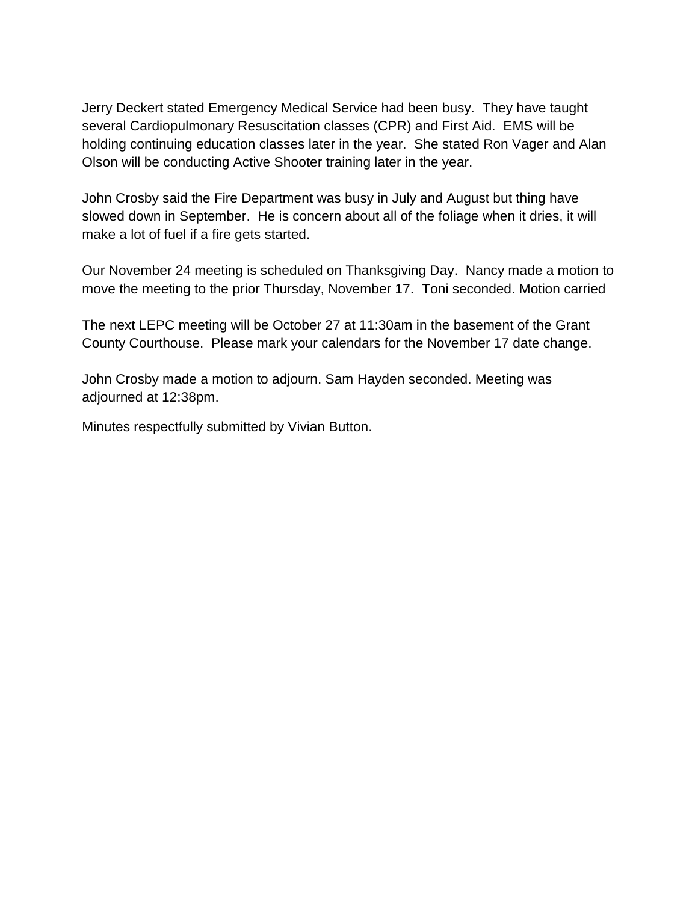Jerry Deckert stated Emergency Medical Service had been busy. They have taught several Cardiopulmonary Resuscitation classes (CPR) and First Aid. EMS will be holding continuing education classes later in the year. She stated Ron Vager and Alan Olson will be conducting Active Shooter training later in the year.

John Crosby said the Fire Department was busy in July and August but thing have slowed down in September. He is concern about all of the foliage when it dries, it will make a lot of fuel if a fire gets started.

Our November 24 meeting is scheduled on Thanksgiving Day. Nancy made a motion to move the meeting to the prior Thursday, November 17. Toni seconded. Motion carried

The next LEPC meeting will be October 27 at 11:30am in the basement of the Grant County Courthouse. Please mark your calendars for the November 17 date change.

John Crosby made a motion to adjourn. Sam Hayden seconded. Meeting was adjourned at 12:38pm.

Minutes respectfully submitted by Vivian Button.